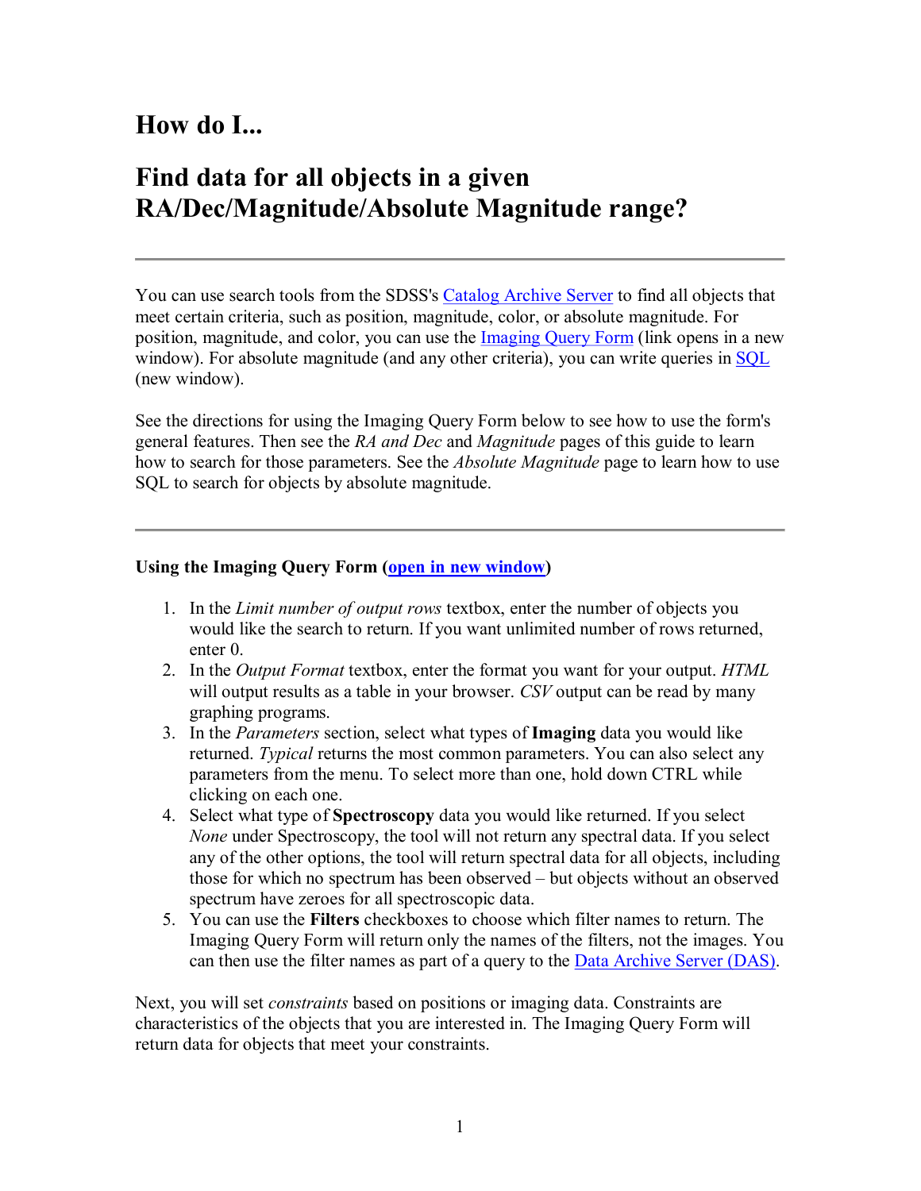## How do I...

## Find data for all objects in a given RA/Dec/Magnitude/Absolute Magnitude range?

---

You can use search tools from the SDSS's Catalog Archive Server to find all objects that meet certain criteria, such as position, magnitude, color, or absolute magnitude. For position, magnitude, and color, you can use the Imaging Query Form (link opens in a new window). For absolute magnitude (and any other criteria), you can write queries in SQL (new window).

See the directions for using the Imaging Query Form below to see how to use the form's general features. Then see the *RA and Dec* and *Magnitude* pages of this guide to learn how to search for those parameters. See the *Absolute Magnitude* page to learn how to use SQL to search for objects by absolute magnitude.

---

**Using the Imaging Query Form (open in new window)**

1. In the *Limit number of output rows* textbox, enter the number of objects you would like the search to return. If you want unlimited number of rows returned, enter 0.
2. In the *Output Format* textbox, enter the format you want for your output. *HTML* will output results as a table in your browser. *CSV* output can be read by many graphing programs.
3. In the *Parameters* section, select what types of **Imaging** data you would like returned. *Typical* returns the most common parameters. You can also select any parameters from the menu. To select more than one, hold down CTRL while clicking on each one.
4. Select what type of **Spectroscopy** data you would like returned. If you select *None* under Spectroscopy, the tool will not return any spectral data. If you select any of the other options, the tool will return spectral data for all objects, including those for which no spectrum has been observed – but objects without an observed spectrum have zeroes for all spectroscopic data.
5. You can use the **Filters** checkboxes to choose which filter names to return. The Imaging Query Form will return only the names of the filters, not the images. You can then use the filter names as part of a query to the Data Archive Server (DAS).

Next, you will set *constraints* based on positions or imaging data. Constraints are characteristics of the objects that you are interested in. The Imaging Query Form will return data for objects that meet your constraints.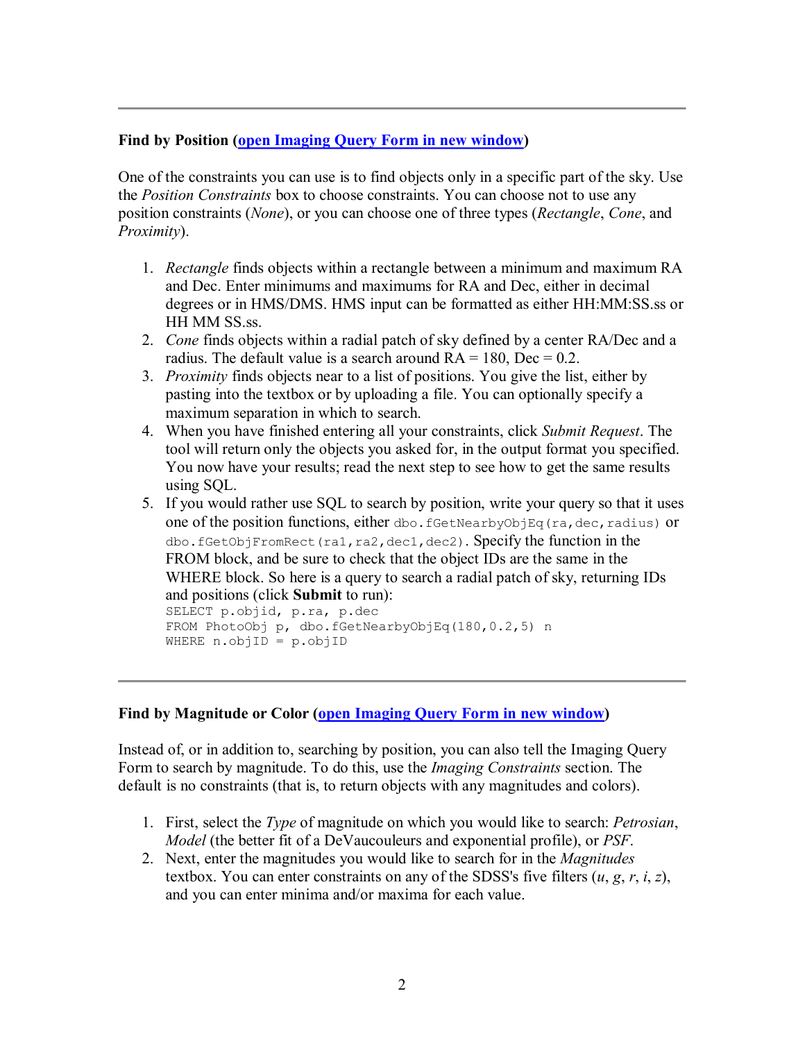---

**Find by Position** ([open Imaging Query Form in new window]())

One of the constraints you can use is to find objects only in a specific part of the sky. Use the *Position Constraints* box to choose constraints. You can choose not to use any position constraints (*None*), or you can choose one of three types (*Rectangle*, *Cone*, and *Proximity*).

1. *Rectangle* finds objects within a rectangle between a minimum and maximum RA and Dec. Enter minimums and maximums for RA and Dec, either in decimal degrees or in HMS/DMS. HMS input can be formatted as either HH:MM:SS.ss or HH MM SS.ss.
2. *Cone* finds objects within a radial patch of sky defined by a center RA/Dec and a radius. The default value is a search around RA = 180, Dec = 0.2.
3. *Proximity* finds objects near to a list of positions. You give the list, either by pasting into the textbox or by uploading a file. You can optionally specify a maximum separation in which to search.
4. When you have finished entering all your constraints, click *Submit Request*. The tool will return only the objects you asked for, in the output format you specified. You now have your results; read the next step to see how to get the same results using SQL.
5. If you would rather use SQL to search by position, write your query so that it uses one of the position functions, either `dbo.fGetNearbyObjEq(ra,dec,radius)` or `dbo.fGetObjFromRect(ra1,ra2,dec1,dec2)`. Specify the function in the FROM block, and be sure to check that the object IDs are the same in the WHERE block. So here is a query to search a radial patch of sky, returning IDs and positions (click **Submit** to run):
   ```
   SELECT p.objid, p.ra, p.dec
   FROM PhotoObj p, dbo.fGetNearbyObjEq(180,0.2,5) n
   WHERE n.objID = p.objID
   ```

---

**Find by Magnitude or Color** ([open Imaging Query Form in new window]())

Instead of, or in addition to, searching by position, you can also tell the Imaging Query Form to search by magnitude. To do this, use the *Imaging Constraints* section. The default is no constraints (that is, to return objects with any magnitudes and colors).

1. First, select the *Type* of magnitude on which you would like to search: *Petrosian*, *Model* (the better fit of a DeVaucouleurs and exponential profile), or *PSF*.
2. Next, enter the magnitudes you would like to search for in the *Magnitudes* textbox. You can enter constraints on any of the SDSS's five filters (*u*, *g*, *r*, *i*, *z*), and you can enter minima and/or maxima for each value.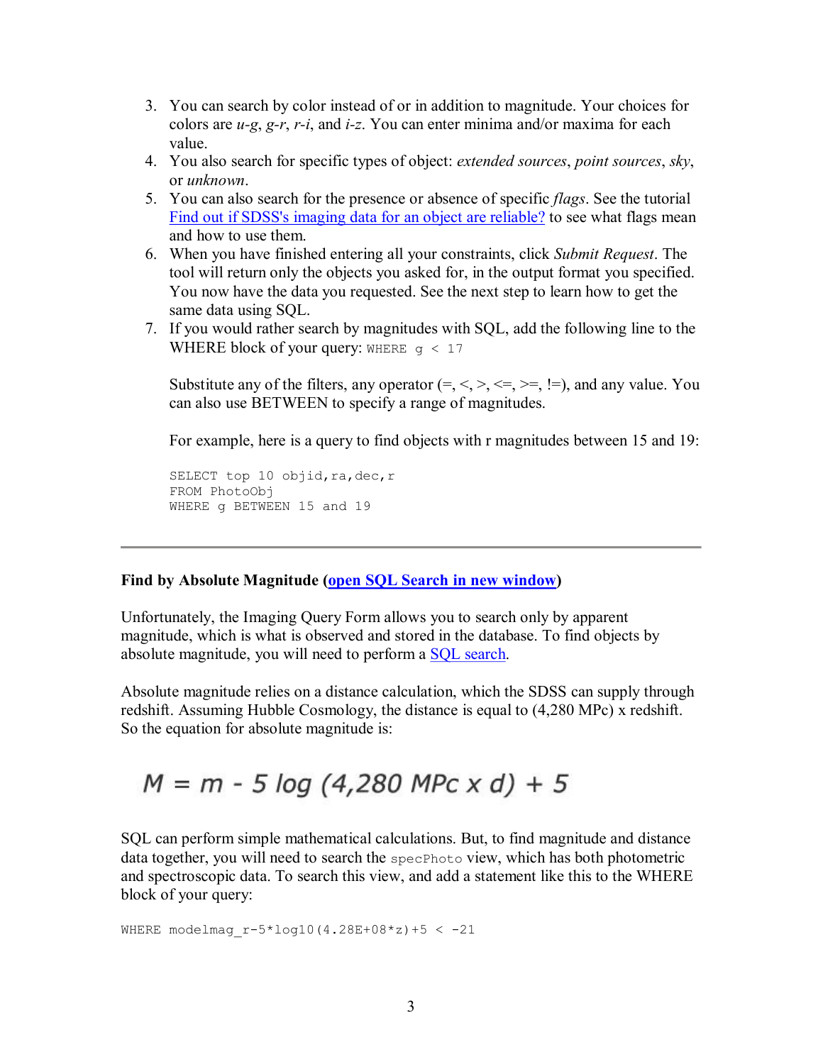3. You can search by color instead of or in addition to magnitude. Your choices for colors are *u-g*, *g-r*, *r-i*, and *i-z*. You can enter minima and/or maxima for each value.
4. You also search for specific types of object: *extended sources*, *point sources*, *sky*, or *unknown*.
5. You can also search for the presence or absence of specific *flags*. See the tutorial [Find out if SDSS's imaging data for an object are reliable?]() to see what flags mean and how to use them.
6. When you have finished entering all your constraints, click *Submit Request*. The tool will return only the objects you asked for, in the output format you specified. You now have the data you requested. See the next step to learn how to get the same data using SQL.
7. If you would rather search by magnitudes with SQL, add the following line to the WHERE block of your query: `WHERE g < 17`

   Substitute any of the filters, any operator (=, <, >, <=, >=, !=), and any value. You can also use BETWEEN to specify a range of magnitudes.

   For example, here is a query to find objects with r magnitudes between 15 and 19:

   ```
   SELECT top 10 objid,ra,dec,r
   FROM PhotoObj
   WHERE g BETWEEN 15 and 19
   ```

---

**Find by Absolute Magnitude ([open SQL Search in new window]())**

Unfortunately, the Imaging Query Form allows you to search only by apparent magnitude, which is what is observed and stored in the database. To find objects by absolute magnitude, you will need to perform a [SQL search]().

Absolute magnitude relies on a distance calculation, which the SDSS can supply through redshift. Assuming Hubble Cosmology, the distance is equal to (4,280 MPc) x redshift. So the equation for absolute magnitude is:

$$M = m - 5 \log (4{,}280 \text{ MPc} \times d) + 5$$

SQL can perform simple mathematical calculations. But, to find magnitude and distance data together, you will need to search the `specPhoto` view, which has both photometric and spectroscopic data. To search this view, and add a statement like this to the WHERE block of your query:

```
WHERE modelmag_r-5*log10(4.28E+08*z)+5 < -21
```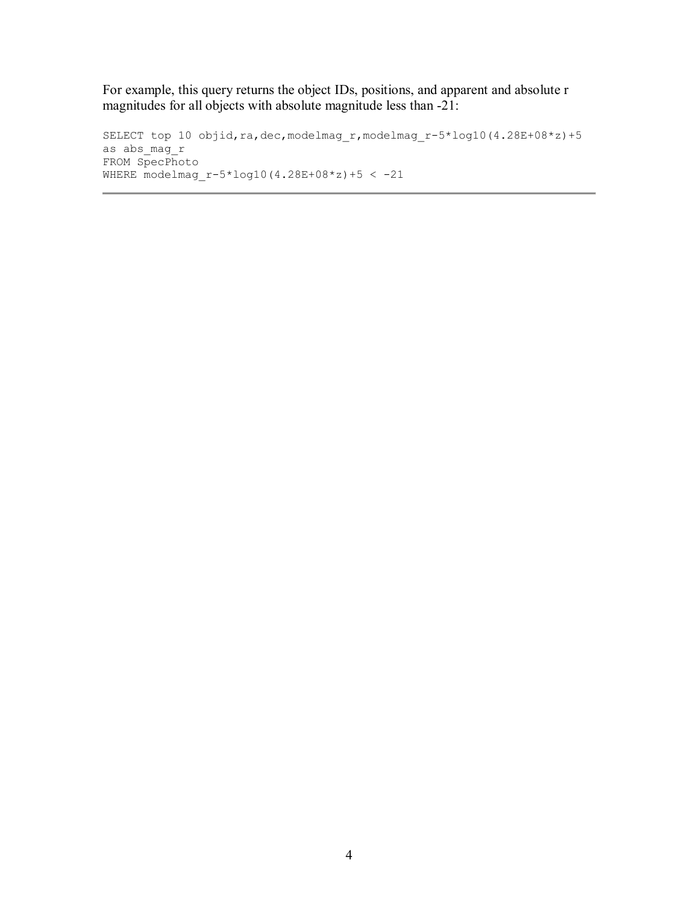For example, this query returns the object IDs, positions, and apparent and absolute r magnitudes for all objects with absolute magnitude less than -21:

```
SELECT top 10 objid,ra,dec,modelmag_r,modelmag_r-5*log10(4.28E+08*z)+5
as abs_mag_r
FROM SpecPhoto
WHERE modelmag_r-5*log10(4.28E+08*z)+5 < -21
```

---